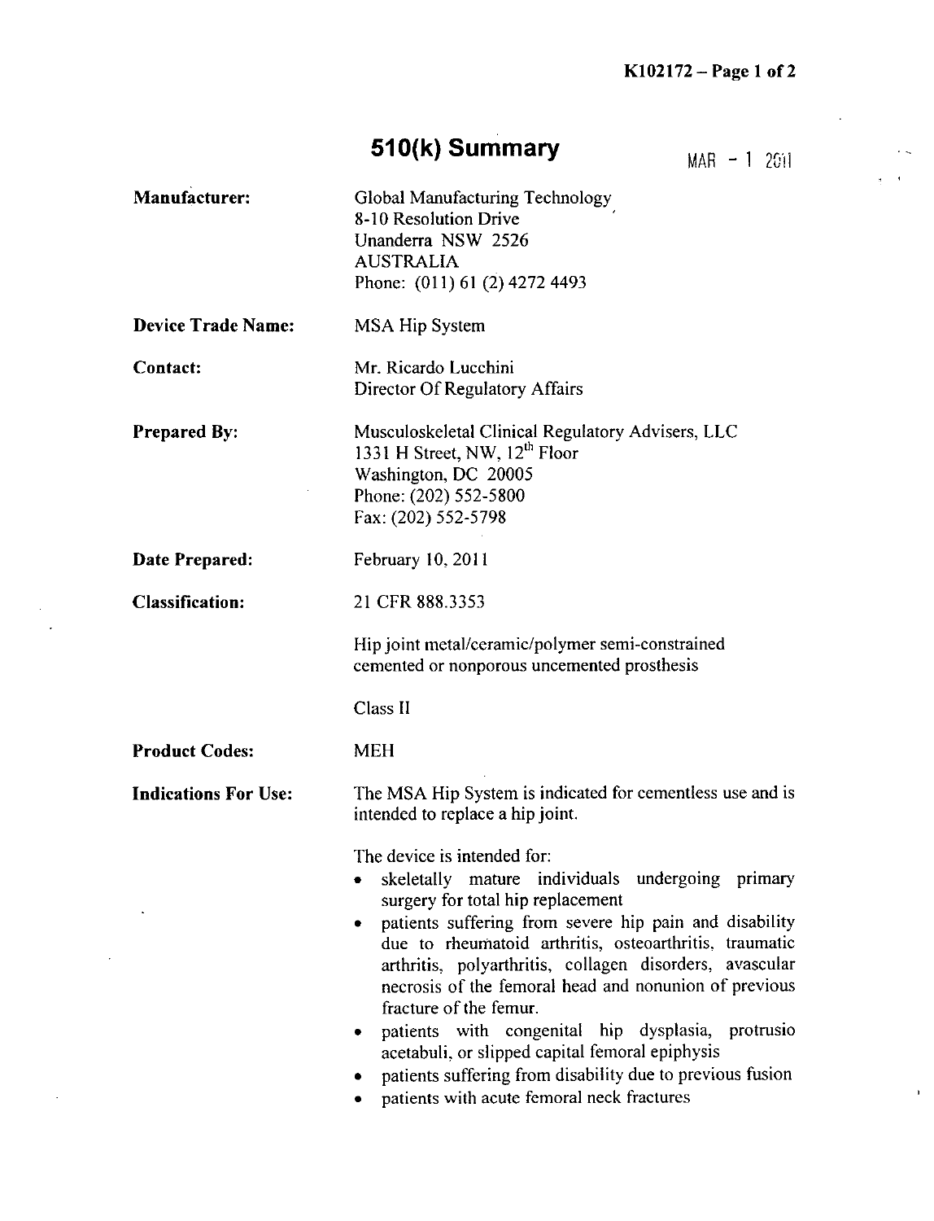# 510(k) Summary

MAR - 1 2011

**Manufacturer:** Global Manufacturing Technology
8-10 Resolution Drive
Unanderra NSW 2526
AUSTRALIA
Phone: (011) 61 (2) 4272 4493

**Device Trade Name:** MSA Hip System

**Contact:** Mr. Ricardo Lucchini
Director Of Regulatory Affairs

**Prepared By:** Musculoskeletal Clinical Regulatory Advisers, LLC
1331 H Street, NW, 12th Floor
Washington, DC 20005
Phone: (202) 552-5800
Fax: (202) 552-5798

**Date Prepared:** February 10, 2011

**Classification:** 21 CFR 888.3353

Hip joint metal/ceramic/polymer semi-constrained cemented or nonporous uncemented prosthesis

Class II

**Product Codes:** MEH

**Indications For Use:** The MSA Hip System is indicated for cementless use and is intended to replace a hip joint.

The device is intended for:

- skeletally mature individuals undergoing primary surgery for total hip replacement
- patients suffering from severe hip pain and disability due to rheumatoid arthritis, osteoarthritis, traumatic arthritis, polyarthritis, collagen disorders, avascular necrosis of the femoral head and nonunion of previous fracture of the femur.
- patients with congenital hip dysplasia, protrusio acetabuli, or slipped capital femoral epiphysis
- patients suffering from disability due to previous fusion
- patients with acute femoral neck fractures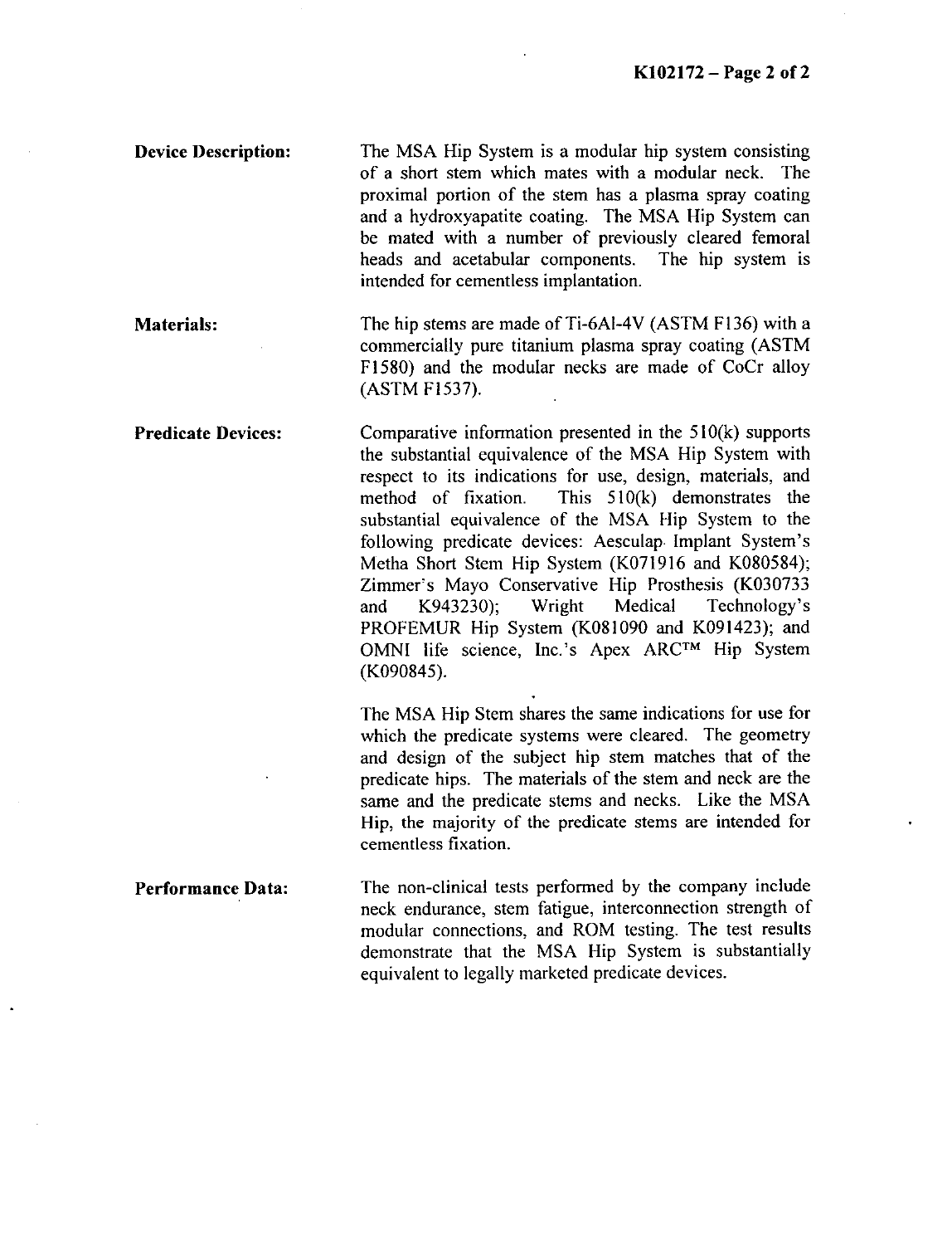**Device Description:** The MSA Hip System is a modular hip system consisting of a short stem which mates with a modular neck. The proximal portion of the stem has a plasma spray coating and a hydroxyapatite coating. The MSA Hip System can be mated with a number of previously cleared femoral heads and acetabular components. The hip system is intended for cementless implantation.

**Materials:** The hip stems are made of Ti-6Al-4V (ASTM F136) with a commercially pure titanium plasma spray coating (ASTM F1580) and the modular necks are made of CoCr alloy (ASTM F1537).

**Predicate Devices:** Comparative information presented in the 510(k) supports the substantial equivalence of the MSA Hip System with respect to its indications for use, design, materials, and method of fixation. This 510(k) demonstrates the substantial equivalence of the MSA Hip System to the following predicate devices: Aesculap Implant System's Metha Short Stem Hip System (K071916 and K080584); Zimmer's Mayo Conservative Hip Prosthesis (K030733 and K943230); Wright Medical Technology's PROFEMUR Hip System (K081090 and K091423); and OMNI life science, Inc.'s Apex ARC™ Hip System (K090845).

The MSA Hip Stem shares the same indications for use for which the predicate systems were cleared. The geometry and design of the subject hip stem matches that of the predicate hips. The materials of the stem and neck are the same and the predicate stems and necks. Like the MSA Hip, the majority of the predicate stems are intended for cementless fixation.

**Performance Data:** The non-clinical tests performed by the company include neck endurance, stem fatigue, interconnection strength of modular connections, and ROM testing. The test results demonstrate that the MSA Hip System is substantially equivalent to legally marketed predicate devices.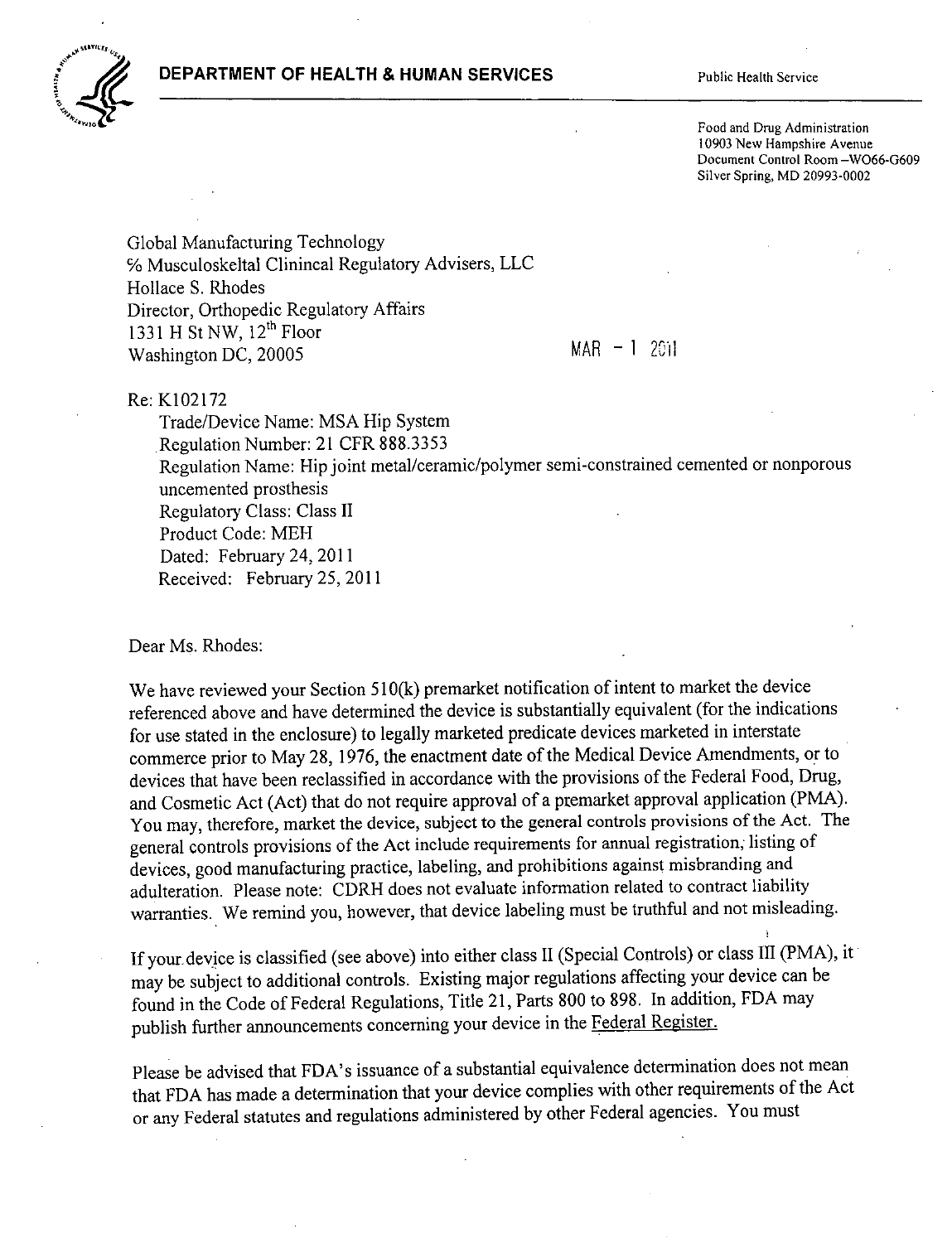**DEPARTMENT OF HEALTH & HUMAN SERVICES**

Public Health Service

Food and Drug Administration
10903 New Hampshire Avenue
Document Control Room –WO66-G609
Silver Spring, MD 20993-0002

Global Manufacturing Technology
℅ Musculoskeltal Clinincal Regulatory Advisers, LLC
Hollace S. Rhodes
Director, Orthopedic Regulatory Affairs
1331 H St NW, 12th Floor
Washington DC, 20005

MAR - 1 2011

Re: K102172
Trade/Device Name: MSA Hip System
Regulation Number: 21 CFR 888.3353
Regulation Name: Hip joint metal/ceramic/polymer semi-constrained cemented or nonporous uncemented prosthesis
Regulatory Class: Class II
Product Code: MEH
Dated: February 24, 2011
Received: February 25, 2011

Dear Ms. Rhodes:

We have reviewed your Section 510(k) premarket notification of intent to market the device referenced above and have determined the device is substantially equivalent (for the indications for use stated in the enclosure) to legally marketed predicate devices marketed in interstate commerce prior to May 28, 1976, the enactment date of the Medical Device Amendments, or to devices that have been reclassified in accordance with the provisions of the Federal Food, Drug, and Cosmetic Act (Act) that do not require approval of a premarket approval application (PMA). You may, therefore, market the device, subject to the general controls provisions of the Act. The general controls provisions of the Act include requirements for annual registration, listing of devices, good manufacturing practice, labeling, and prohibitions against misbranding and adulteration. Please note: CDRH does not evaluate information related to contract liability warranties. We remind you, however, that device labeling must be truthful and not misleading.

If your device is classified (see above) into either class II (Special Controls) or class III (PMA), it may be subject to additional controls. Existing major regulations affecting your device can be found in the Code of Federal Regulations, Title 21, Parts 800 to 898. In addition, FDA may publish further announcements concerning your device in the Federal Register.

Please be advised that FDA's issuance of a substantial equivalence determination does not mean that FDA has made a determination that your device complies with other requirements of the Act or any Federal statutes and regulations administered by other Federal agencies. You must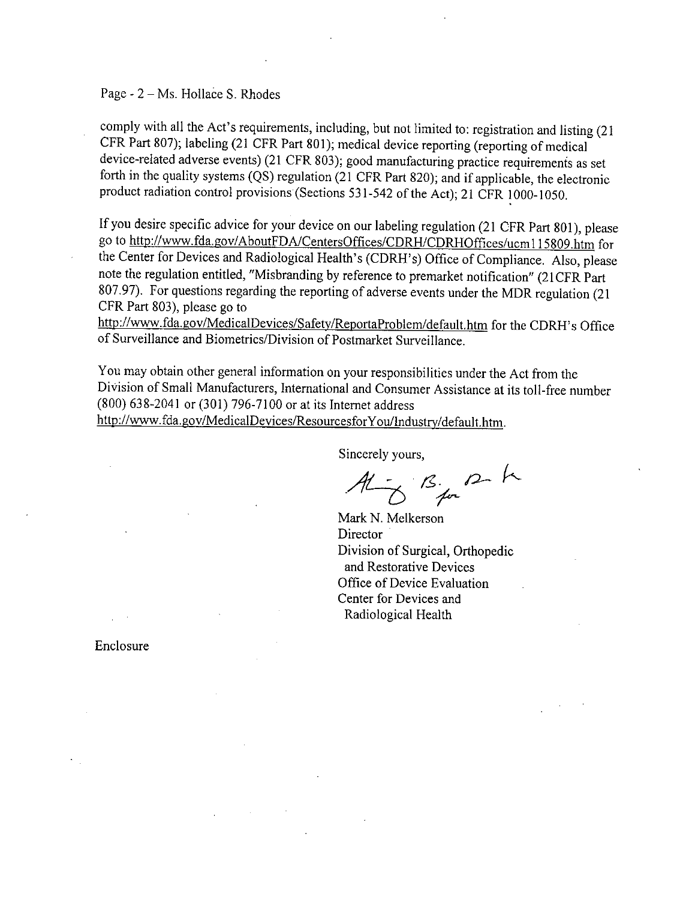Page - 2 – Ms. Hollace S. Rhodes

comply with all the Act's requirements, including, but not limited to: registration and listing (21 CFR Part 807); labeling (21 CFR Part 801); medical device reporting (reporting of medical device-related adverse events) (21 CFR 803); good manufacturing practice requirements as set forth in the quality systems (QS) regulation (21 CFR Part 820); and if applicable, the electronic product radiation control provisions (Sections 531-542 of the Act); 21 CFR 1000-1050.

If you desire specific advice for your device on our labeling regulation (21 CFR Part 801), please go to http://www.fda.gov/AboutFDA/CentersOffices/CDRH/CDRHOffices/ucm115809.htm for the Center for Devices and Radiological Health's (CDRH's) Office of Compliance. Also, please note the regulation entitled, "Misbranding by reference to premarket notification" (21CFR Part 807.97). For questions regarding the reporting of adverse events under the MDR regulation (21 CFR Part 803), please go to http://www.fda.gov/MedicalDevices/Safety/ReportaProblem/default.htm for the CDRH's Office of Surveillance and Biometrics/Division of Postmarket Surveillance.

You may obtain other general information on your responsibilities under the Act from the Division of Small Manufacturers, International and Consumer Assistance at its toll-free number (800) 638-2041 or (301) 796-7100 or at its Internet address http://www.fda.gov/MedicalDevices/ResourcesforYou/Industry/default.htm.

Sincerely yours,

Mark N. Melkerson
Director
Division of Surgical, Orthopedic and Restorative Devices
Office of Device Evaluation
Center for Devices and Radiological Health

Enclosure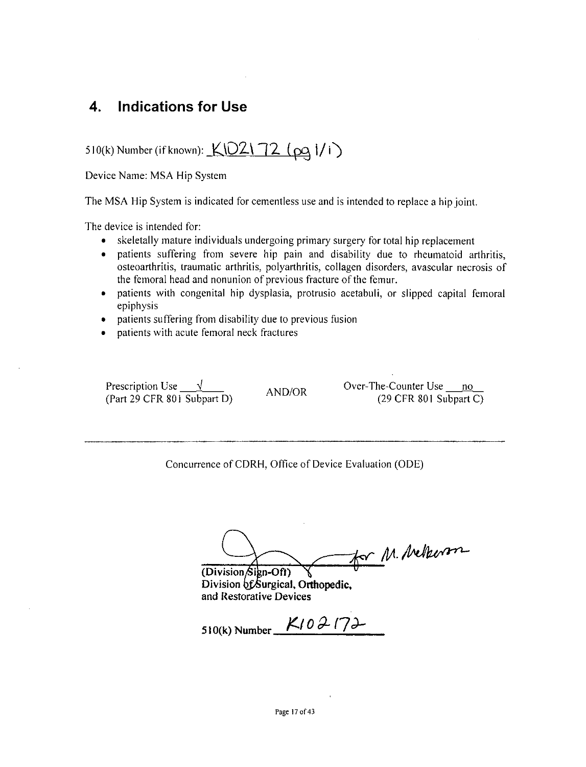## 4. Indications for Use

510(k) Number (if known): K102172 (pg 1/1)

Device Name: MSA Hip System

The MSA Hip System is indicated for cementless use and is intended to replace a hip joint.

The device is intended for:

- skeletally mature individuals undergoing primary surgery for total hip replacement
- patients suffering from severe hip pain and disability due to rheumatoid arthritis, osteoarthritis, traumatic arthritis, polyarthritis, collagen disorders, avascular necrosis of the femoral head and nonunion of previous fracture of the femur.
- patients with congenital hip dysplasia, protrusio acetabuli, or slipped capital femoral epiphysis
- patients suffering from disability due to previous fusion
- patients with acute femoral neck fractures

Prescription Use √ (Part 29 CFR 801 Subpart D) AND/OR Over-The-Counter Use no (29 CFR 801 Subpart C)

---

Concurrence of CDRH, Office of Device Evaluation (ODE)

for M. Melkerson

(Division Sign-Off)
Division of Surgical, Orthopedic, and Restorative Devices

510(k) Number K102172